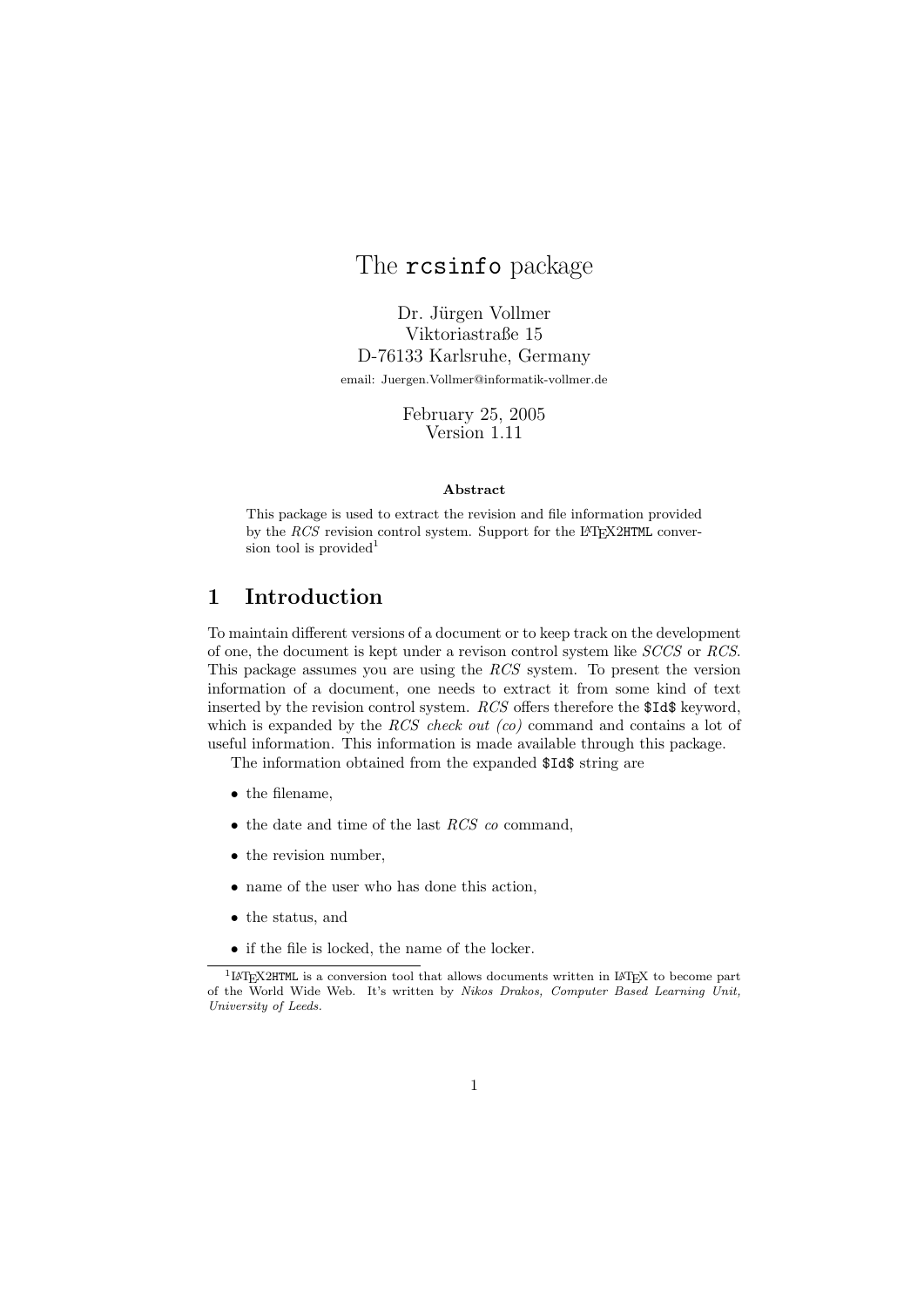# The `rcsinfo` package

Dr. Jürgen Vollmer
Viktoriastraße 15
D-76133 Karlsruhe, Germany
email: Juergen.Vollmer@informatik-vollmer.de

February 25, 2005
Version 1.11

**Abstract**

This package is used to extract the revision and file information provided by the *RCS* revision control system. Support for the LaTeX2`HTML` conversion tool is provided[1]

## 1 Introduction

To maintain different versions of a document or to keep track on the development of one, the document is kept under a revison control system like *SCCS* or *RCS*. This package assumes you are using the *RCS* system. To present the version information of a document, one needs to extract it from some kind of text inserted by the revision control system. *RCS* offers therefore the `$Id$` keyword, which is expanded by the *RCS check out (co)* command and contains a lot of useful information. This information is made available through this package.

The information obtained from the expanded `$Id$` string are

- the filename,
- the date and time of the last *RCS co* command,
- the revision number,
- name of the user who has done this action,
- the status, and
- if the file is locked, the name of the locker.

[1] LaTeX2`HTML` is a conversion tool that allows documents written in LaTeX to become part of the World Wide Web. It's written by *Nikos Drakos, Computer Based Learning Unit, University of Leeds.*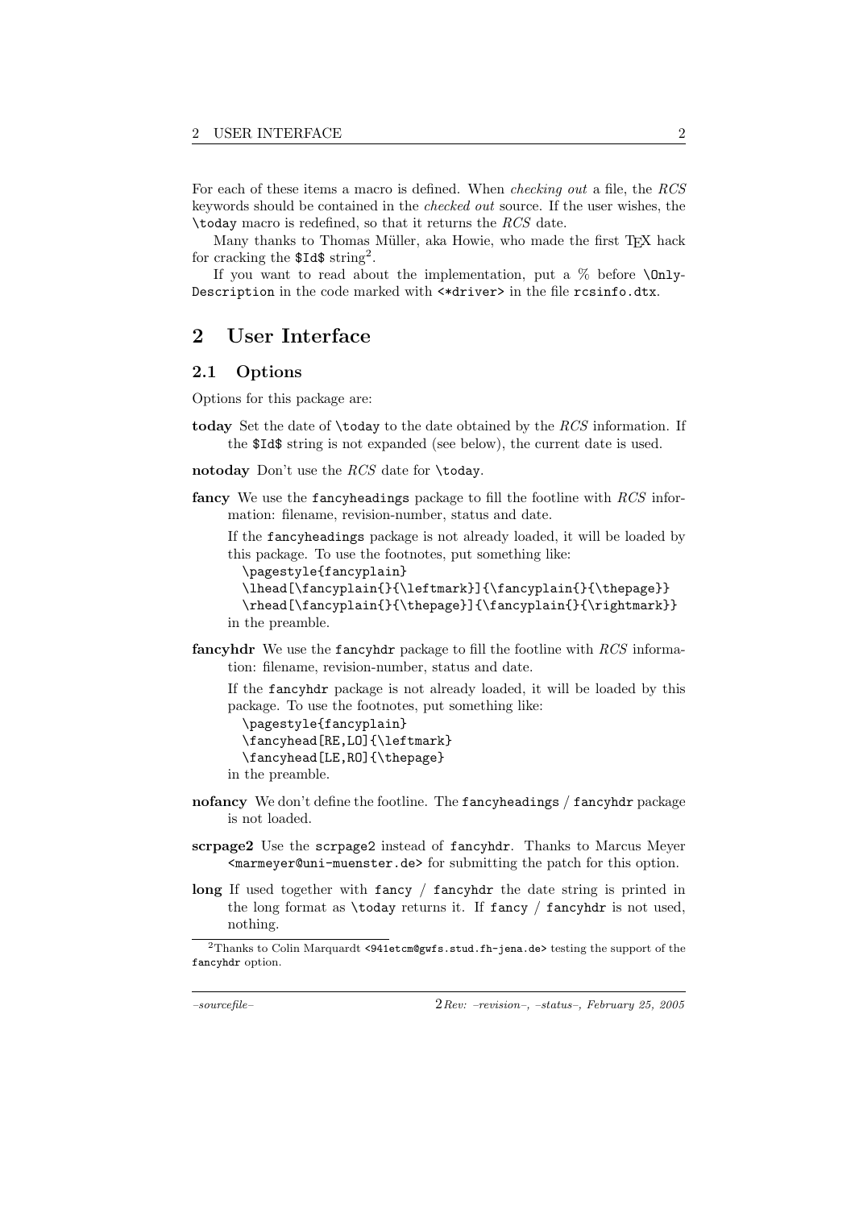For each of these items a macro is defined. When *checking out* a file, the *RCS* keywords should be contained in the *checked out* source. If the user wishes, the `\today` macro is redefined, so that it returns the *RCS* date.

Many thanks to Thomas Müller, aka Howie, who made the first TEX hack for cracking the `$Id$` string[2].

If you want to read about the implementation, put a % before `\OnlyDescription` in the code marked with `<*driver>` in the file `rcsinfo.dtx`.

# 2 User Interface

## 2.1 Options

Options for this package are:

**today** Set the date of `\today` to the date obtained by the *RCS* information. If the `$Id$` string is not expanded (see below), the current date is used.

**notoday** Don't use the *RCS* date for `\today`.

**fancy** We use the `fancyheadings` package to fill the footline with *RCS* information: filename, revision-number, status and date.

If the `fancyheadings` package is not already loaded, it will be loaded by this package. To use the footnotes, put something like:

```
\pagestyle{fancyplain}
\lhead[\fancyplain{}{\leftmark}]{\fancyplain{}{\thepage}}
\rhead[\fancyplain{}{\thepage}]{\fancyplain{}{\rightmark}}
```

in the preamble.

**fancyhdr** We use the `fancyhdr` package to fill the footline with *RCS* information: filename, revision-number, status and date.

If the `fancyhdr` package is not already loaded, it will be loaded by this package. To use the footnotes, put something like:

```
\pagestyle{fancyplain}
\fancyhead[RE,LO]{\leftmark}
\fancyhead[LE,RO]{\thepage}
```

in the preamble.

**nofancy** We don't define the footline. The `fancyheadings` / `fancyhdr` package is not loaded.

**scrpage2** Use the `scrpage2` instead of `fancyhdr`. Thanks to Marcus Meyer `<marmeyer@uni-muenster.de>` for submitting the patch for this option.

**long** If used together with `fancy` / `fancyhdr` the date string is printed in the long format as `\today` returns it. If `fancy` / `fancyhdr` is not used, nothing.

[2] Thanks to Colin Marquardt `<941etcm@gwfs.stud.fh-jena.de>` testing the support of the `fancyhdr` option.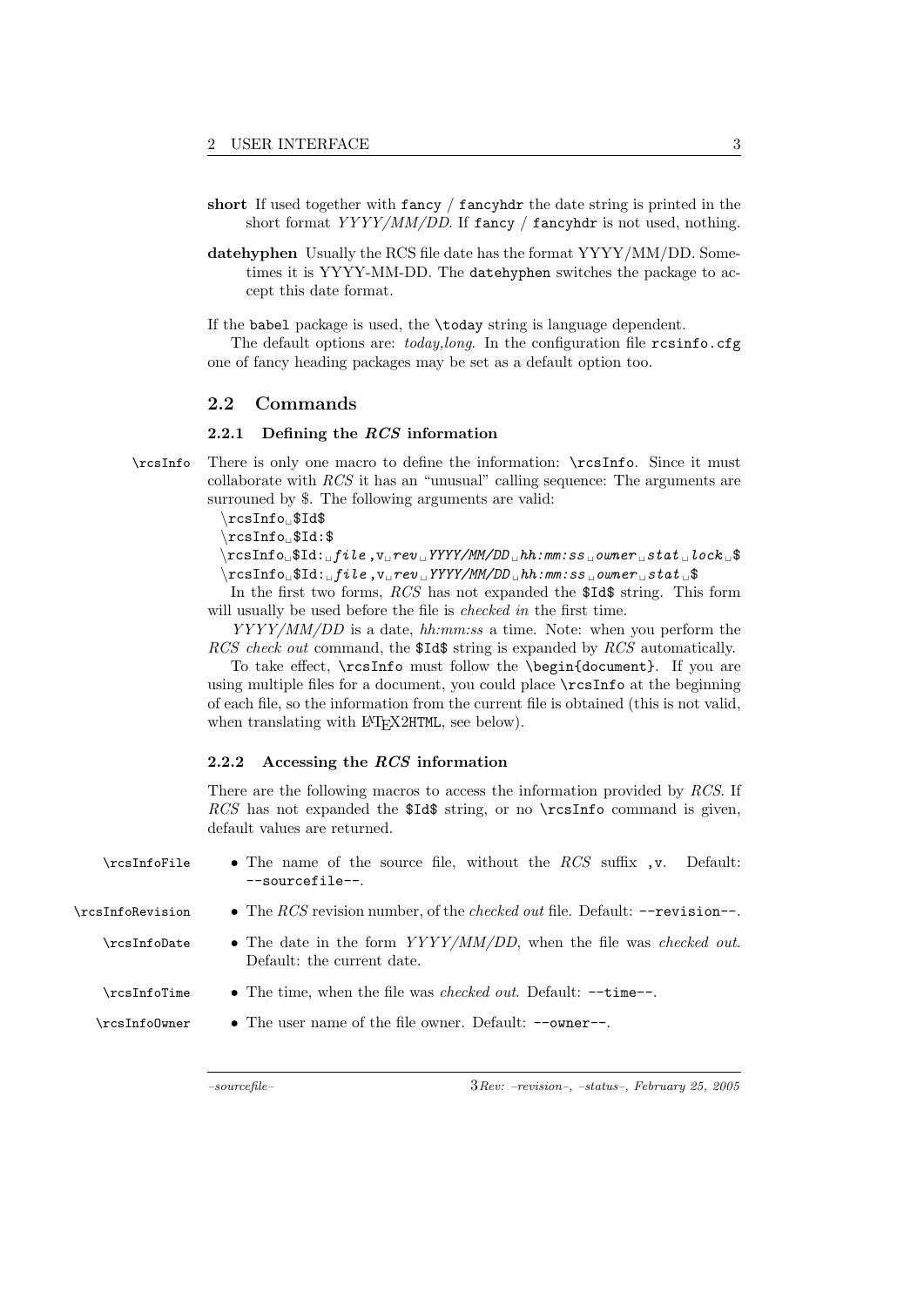**short** If used together with `fancy` / `fancyhdr` the date string is printed in the short format *YYYY/MM/DD*. If `fancy` / `fancyhdr` is not used, nothing.

**datehyphen** Usually the RCS file date has the format YYYY/MM/DD. Sometimes it is YYYY-MM-DD. The `datehyphen` switches the package to accept this date format.

If the `babel` package is used, the `\today` string is language dependent.

The default options are: *today,long*. In the configuration file `rcsinfo.cfg` one of fancy heading packages may be set as a default option too.

## 2.2 Commands

### 2.2.1 Defining the *RCS* information

`\rcsInfo` There is only one macro to define the information: `\rcsInfo`. Since it must collaborate with *RCS* it has an "unusual" calling sequence: The arguments are surrouned by $. The following arguments are valid:

```
\rcsInfo␣$Id$
\rcsInfo␣$Id:$
\rcsInfo␣$Id:␣file,v␣rev␣YYYY/MM/DD␣hh:mm:ss␣owner␣stat␣lock␣$
\rcsInfo␣$Id:␣file,v␣rev␣YYYY/MM/DD␣hh:mm:ss␣owner␣stat␣$
```

In the first two forms, *RCS* has not expanded the `$Id$` string. This form will usually be used before the file is *checked in* the first time.

*YYYY/MM/DD* is a date, *hh:mm:ss* a time. Note: when you perform the *RCS check out* command, the `$Id$` string is expanded by *RCS* automatically.

To take effect, `\rcsInfo` must follow the `\begin{document}`. If you are using multiple files for a document, you could place `\rcsInfo` at the beginning of each file, so the information from the current file is obtained (this is not valid, when translating with LaTeX2HTML, see below).

### 2.2.2 Accessing the *RCS* information

There are the following macros to access the information provided by *RCS*. If *RCS* has not expanded the `$Id$` string, or no `\rcsInfo` command is given, default values are returned.

- `\rcsInfoFile` — The name of the source file, without the *RCS* suffix `,v`. Default: `--sourcefile--`.
- `\rcsInfoRevision` — The *RCS* revision number, of the *checked out* file. Default: `--revision--`.
- `\rcsInfoDate` — The date in the form *YYYY/MM/DD*, when the file was *checked out*. Default: the current date.
- `\rcsInfoTime` — The time, when the file was *checked out*. Default: `--time--`.
- `\rcsInfoOwner` — The user name of the file owner. Default: `--owner--`.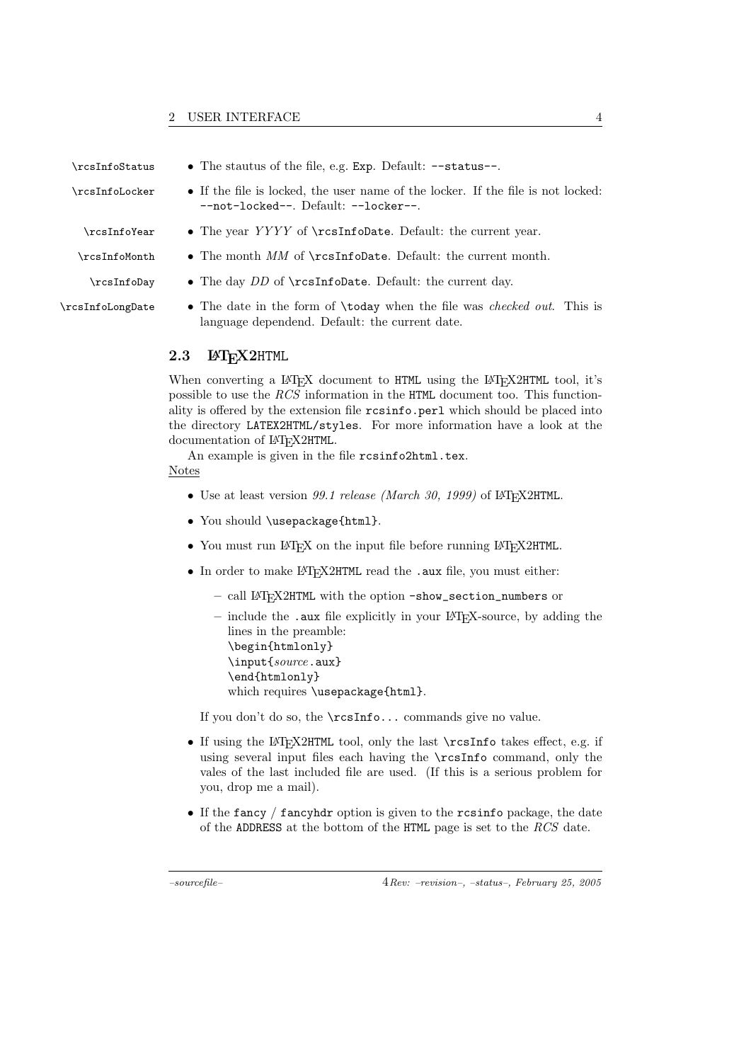`\rcsInfoStatus`
- The stautus of the file, e.g. `Exp`. Default: `--status--`.

`\rcsInfoLocker`
- If the file is locked, the user name of the locker. If the file is not locked: `--not-locked--`. Default: `--locker--`.

`\rcsInfoYear`
- The year *YYYY* of `\rcsInfoDate`. Default: the current year.

`\rcsInfoMonth`
- The month *MM* of `\rcsInfoDate`. Default: the current month.

`\rcsInfoDay`
- The day *DD* of `\rcsInfoDate`. Default: the current day.

`\rcsInfoLongDate`
- The date in the form of `\today` when the file was *checked out*. This is language dependend. Default: the current date.

## 2.3 LaTeX2HTML

When converting a LaTeX document to `HTML` using the LaTeX2`HTML` tool, it's possible to use the *RCS* information in the `HTML` document too. This functionality is offered by the extension file `rcsinfo.perl` which should be placed into the directory `LATEX2HTML/styles`. For more information have a look at the documentation of LaTeX2`HTML`.

An example is given in the file `rcsinfo2html.tex`.

Notes

- Use at least version *99.1 release (March 30, 1999)* of LaTeX2`HTML`.
- You should `\usepackage{html}`.
- You must run LaTeX on the input file before running LaTeX2`HTML`.
- In order to make LaTeX2`HTML` read the `.aux` file, you must either:
  - call LaTeX2`HTML` with the option `-show_section_numbers` or
  - include the `.aux` file explicitly in your LaTeX-source, by adding the lines in the preamble:
    ```
    \begin{htmlonly}
    \input{source.aux}
    \end{htmlonly}
    ```
    which requires `\usepackage{html}`.

  If you don't do so, the `\rcsInfo...` commands give no value.

- If using the LaTeX2`HTML` tool, only the last `\rcsInfo` takes effect, e.g. if using several input files each having the `\rcsInfo` command, only the vales of the last included file are used. (If this is a serious problem for you, drop me a mail).
- If the `fancy` / `fancyhdr` option is given to the `rcsinfo` package, the date of the `ADDRESS` at the bottom of the `HTML` page is set to the *RCS* date.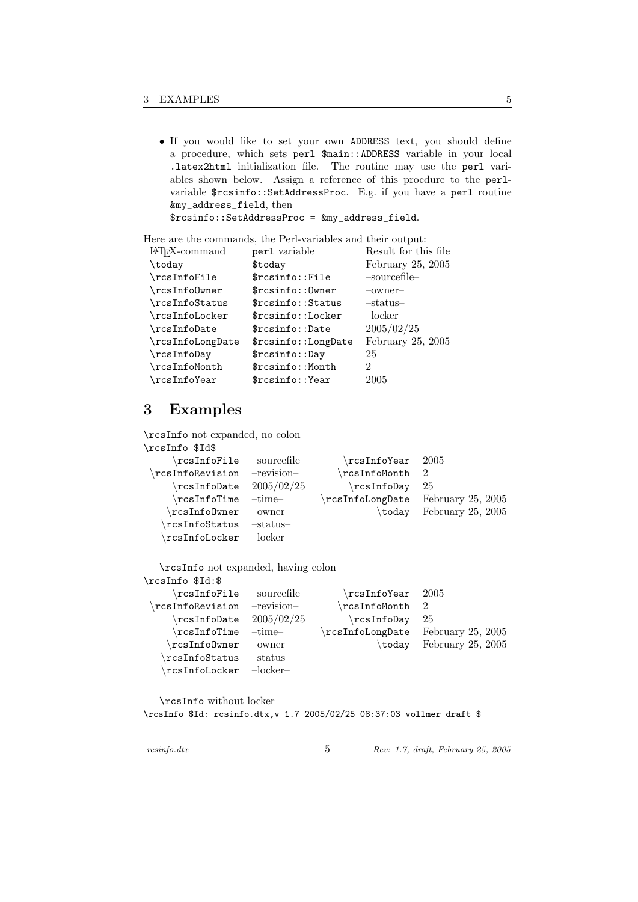- If you would like to set your own `ADDRESS` text, you should define a procedure, which sets `perl $main::ADDRESS` variable in your local `.latex2html` initialization file. The routine may use the `perl` variables shown below. Assign a reference of this procdure to the `perl`-variable `$rcsinfo::SetAddressProc`. E.g. if you have a `perl` routine `&my_address_field`, then
  `$rcsinfo::SetAddressProc = &my_address_field`.

Here are the commands, the Perl-variables and their output:

| LaTeX-command | `perl` variable | Result for this file |
|---|---|---|
| `\today` | `$today` | February 25, 2005 |
| `\rcsInfoFile` | `$rcsinfo::File` | –sourcefile– |
| `\rcsInfoOwner` | `$rcsinfo::Owner` | –owner– |
| `\rcsInfoStatus` | `$rcsinfo::Status` | –status– |
| `\rcsInfoLocker` | `$rcsinfo::Locker` | –locker– |
| `\rcsInfoDate` | `$rcsinfo::Date` | 2005/02/25 |
| `\rcsInfoLongDate` | `$rcsinfo::LongDate` | February 25, 2005 |
| `\rcsInfoDay` | `$rcsinfo::Day` | 25 |
| `\rcsInfoMonth` | `$rcsinfo::Month` | 2 |
| `\rcsInfoYear` | `$rcsinfo::Year` | 2005 |

# 3 Examples

`\rcsInfo` not expanded, no colon

`\rcsInfo $Id$`

| | | | |
|---|---|---|---|
| `\rcsInfoFile` | –sourcefile– | `\rcsInfoYear` | 2005 |
| `\rcsInfoRevision` | –revision– | `\rcsInfoMonth` | 2 |
| `\rcsInfoDate` | 2005/02/25 | `\rcsInfoDay` | 25 |
| `\rcsInfoTime` | –time– | `\rcsInfoLongDate` | February 25, 2005 |
| `\rcsInfoOwner` | –owner– | `\today` | February 25, 2005 |
| `\rcsInfoStatus` | –status– | | |
| `\rcsInfoLocker` | –locker– | | |

`\rcsInfo` not expanded, having colon

`\rcsInfo $Id:$`

| | | | |
|---|---|---|---|
| `\rcsInfoFile` | –sourcefile– | `\rcsInfoYear` | 2005 |
| `\rcsInfoRevision` | –revision– | `\rcsInfoMonth` | 2 |
| `\rcsInfoDate` | 2005/02/25 | `\rcsInfoDay` | 25 |
| `\rcsInfoTime` | –time– | `\rcsInfoLongDate` | February 25, 2005 |
| `\rcsInfoOwner` | –owner– | `\today` | February 25, 2005 |
| `\rcsInfoStatus` | –status– | | |
| `\rcsInfoLocker` | –locker– | | |

`\rcsInfo` without locker

`\rcsInfo $Id: rcsinfo.dtx,v 1.7 2005/02/25 08:37:03 vollmer draft $`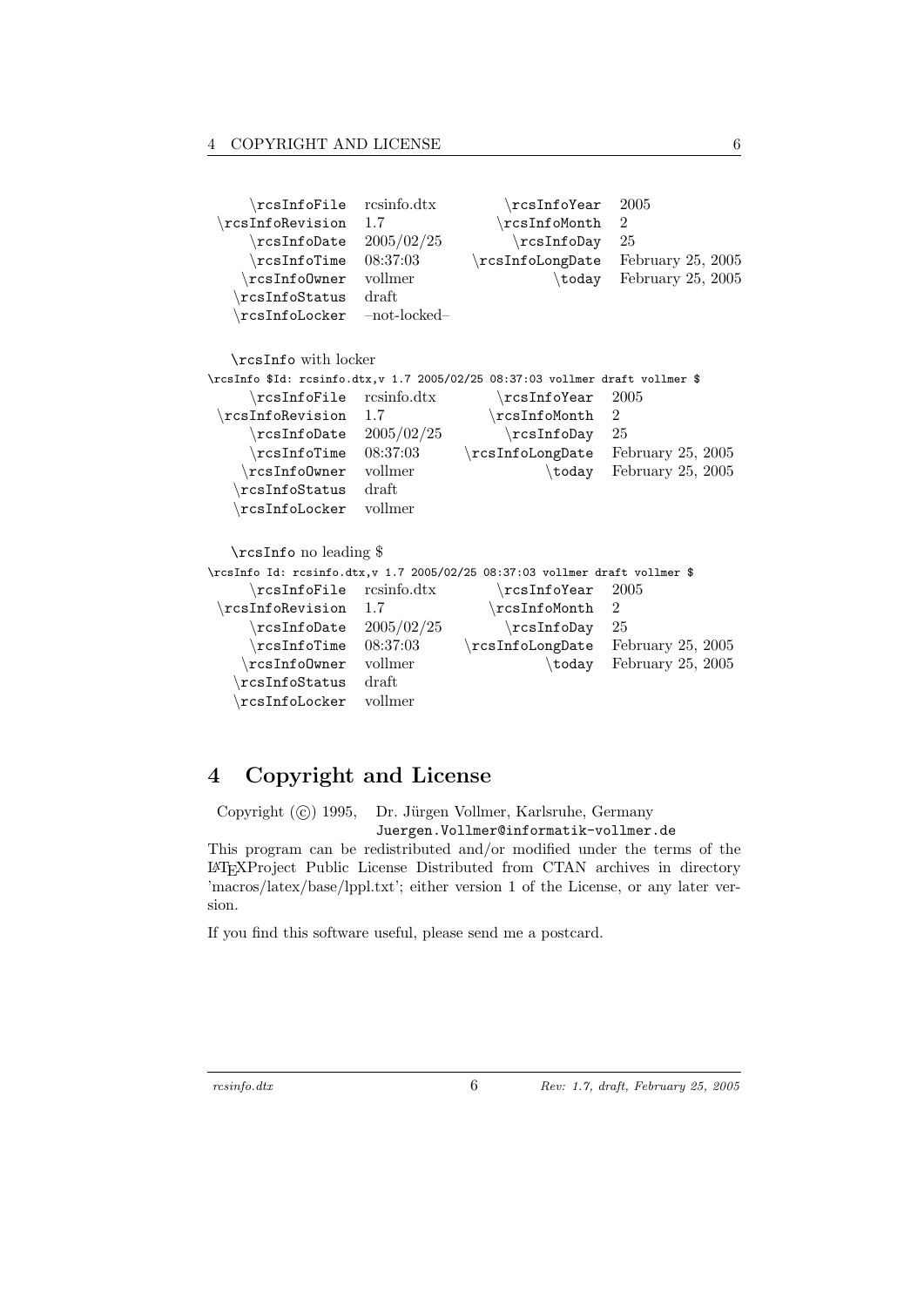| | | | |
|---|---|---|---|
| \rcsInfoFile | rcsinfo.dtx | \rcsInfoYear | 2005 |
| \rcsInfoRevision | 1.7 | \rcsInfoMonth | 2 |
| \rcsInfoDate | 2005/02/25 | \rcsInfoDay | 25 |
| \rcsInfoTime | 08:37:03 | \rcsInfoLongDate | February 25, 2005 |
| \rcsInfoOwner | vollmer | \today | February 25, 2005 |
| \rcsInfoStatus | draft | | |
| \rcsInfoLocker | –not-locked– | | |

`\rcsInfo` with locker

```
\rcsInfo $Id: rcsinfo.dtx,v 1.7 2005/02/25 08:37:03 vollmer draft vollmer $
```

| | | | |
|---|---|---|---|
| \rcsInfoFile | rcsinfo.dtx | \rcsInfoYear | 2005 |
| \rcsInfoRevision | 1.7 | \rcsInfoMonth | 2 |
| \rcsInfoDate | 2005/02/25 | \rcsInfoDay | 25 |
| \rcsInfoTime | 08:37:03 | \rcsInfoLongDate | February 25, 2005 |
| \rcsInfoOwner | vollmer | \today | February 25, 2005 |
| \rcsInfoStatus | draft | | |
| \rcsInfoLocker | vollmer | | |

`\rcsInfo` no leading $

```
\rcsInfo Id: rcsinfo.dtx,v 1.7 2005/02/25 08:37:03 vollmer draft vollmer $
```

| | | | |
|---|---|---|---|
| \rcsInfoFile | rcsinfo.dtx | \rcsInfoYear | 2005 |
| \rcsInfoRevision | 1.7 | \rcsInfoMonth | 2 |
| \rcsInfoDate | 2005/02/25 | \rcsInfoDay | 25 |
| \rcsInfoTime | 08:37:03 | \rcsInfoLongDate | February 25, 2005 |
| \rcsInfoOwner | vollmer | \today | February 25, 2005 |
| \rcsInfoStatus | draft | | |
| \rcsInfoLocker | vollmer | | |

# 4 Copyright and License

Copyright (©) 1995, Dr. Jürgen Vollmer, Karlsruhe, Germany
`Juergen.Vollmer@informatik-vollmer.de`

This program can be redistributed and/or modified under the terms of the LaTeXProject Public License Distributed from CTAN archives in directory 'macros/latex/base/lppl.txt'; either version 1 of the License, or any later version.

If you find this software useful, please send me a postcard.